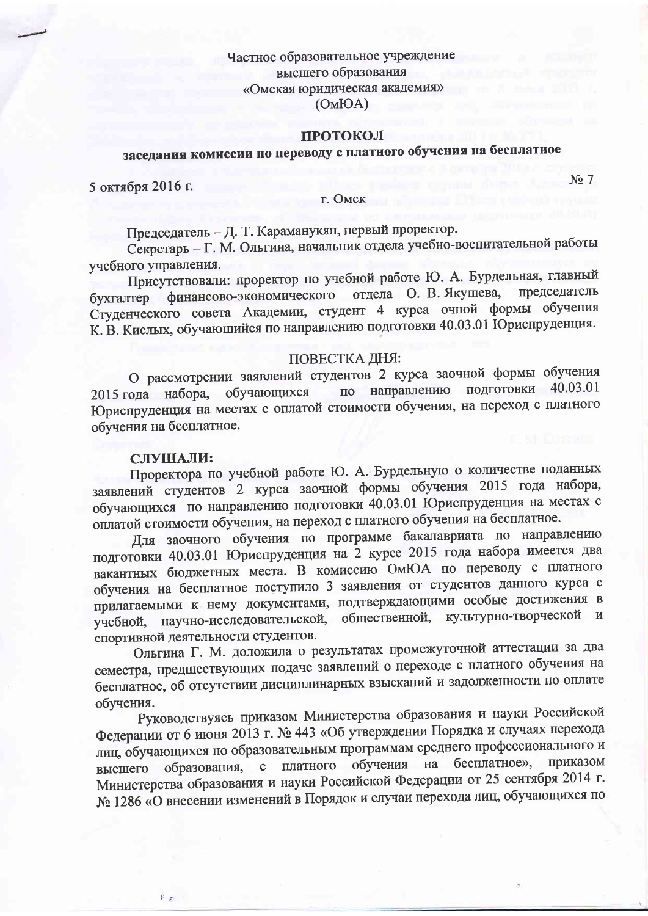Частное образовательное учреждение
высшего образования
«Омская юридическая академия»
(ОмЮА)

**ПРОТОКОЛ**
**заседания комиссии по переводу с платного обучения на бесплатное**

5 октября 2016 г. № 7

г. Омск

Председатель – Д. Т. Караманукян, первый проректор.

Секретарь – Г. М. Ольгина, начальник отдела учебно-воспитательной работы учебного управления.

Присутствовали: проректор по учебной работе Ю. А. Бурдельная, главный бухгалтер финансово-экономического отдела О. В. Якушева, председатель Студенческого совета Академии, студент 4 курса очной формы обучения К. В. Кислых, обучающийся по направлению подготовки 40.03.01 Юриспруденция.

ПОВЕСТКА ДНЯ:

О рассмотрении заявлений студентов 2 курса заочной формы обучения 2015 года набора, обучающихся по направлению подготовки 40.03.01 Юриспруденция на местах с оплатой стоимости обучения, на переход с платного обучения на бесплатное.

**СЛУШАЛИ:**

Проректора по учебной работе Ю. А. Бурдельную о количестве поданных заявлений студентов 2 курса заочной формы обучения 2015 года набора, обучающихся по направлению подготовки 40.03.01 Юриспруденция на местах с оплатой стоимости обучения, на переход с платного обучения на бесплатное.

Для заочного обучения по программе бакалавриата по направлению подготовки 40.03.01 Юриспруденция на 2 курсе 2015 года набора имеется два вакантных бюджетных места. В комиссию ОмЮА по переводу с платного обучения на бесплатное поступило 3 заявления от студентов данного курса с прилагаемыми к нему документами, подтверждающими особые достижения в учебной, научно-исследовательской, общественной, культурно-творческой и спортивной деятельности студентов.

Ольгина Г. М. доложила о результатах промежуточной аттестации за два семестра, предшествующих подаче заявлений о переходе с платного обучения на бесплатное, об отсутствии дисциплинарных взысканий и задолженности по оплате обучения.

Руководствуясь приказом Министерства образования и науки Российской Федерации от 6 июня 2013 г. № 443 «Об утверждении Порядка и случаях перехода лиц, обучающихся по образовательным программам среднего профессионального и высшего образования, с платного обучения на бесплатное», приказом Министерства образования и науки Российской Федерации от 25 сентября 2014 г. № 1286 «О внесении изменений в Порядок и случаи перехода лиц, обучающихся по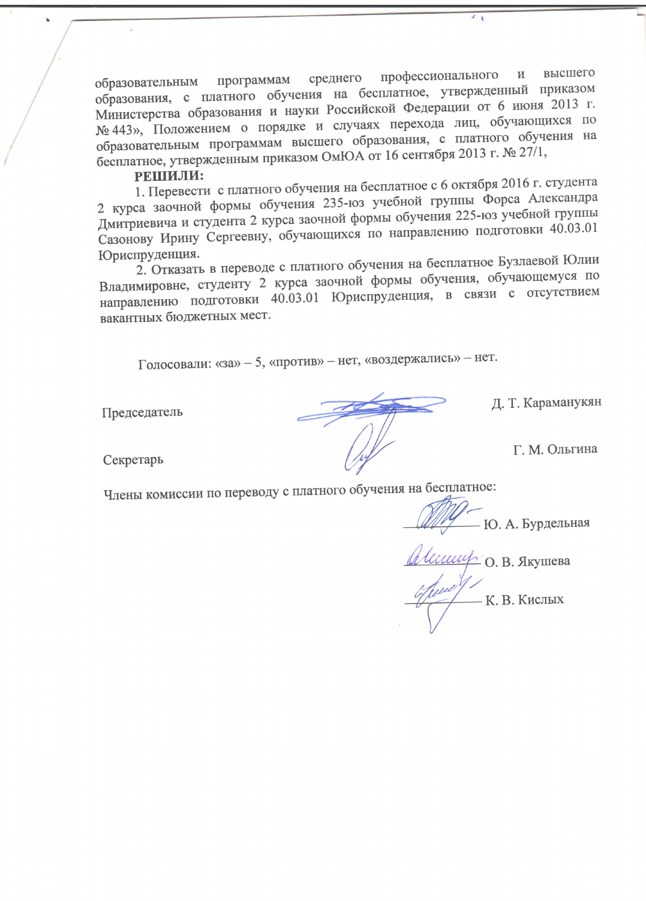образовательным программам среднего профессионального и высшего образования, с платного обучения на бесплатное, утвержденный приказом Министерства образования и науки Российской Федерации от 6 июня 2013 г. № 443», Положением о порядке и случаях перехода лиц, обучающихся по образовательным программам высшего образования, с платного обучения на бесплатное, утвержденным приказом ОмЮА от 16 сентября 2013 г. № 27/1,

**РЕШИЛИ:**

1. Перевести с платного обучения на бесплатное с 6 октября 2016 г. студента 2 курса заочной формы обучения 235-юз учебной группы Форса Александра Дмитриевича и студента 2 курса заочной формы обучения 225-юз учебной группы Сазонову Ирину Сергеевну, обучающихся по направлению подготовки 40.03.01 Юриспруденция.

2. Отказать в переводе с платного обучения на бесплатное Бузлаевой Юлии Владимировне, студенту 2 курса заочной формы обучения, обучающемуся по направлению подготовки 40.03.01 Юриспруденция, в связи с отсутствием вакантных бюджетных мест.

Голосовали: «за» – 5, «против» – нет, «воздержались» – нет.

Председатель Д. Т. Караманукян

Секретарь Г. М. Ольгина

Члены комиссии по переводу с платного обучения на бесплатное:

__________ Ю. А. Бурдельная

__________ О. В. Якушева

__________ К. В. Кислых